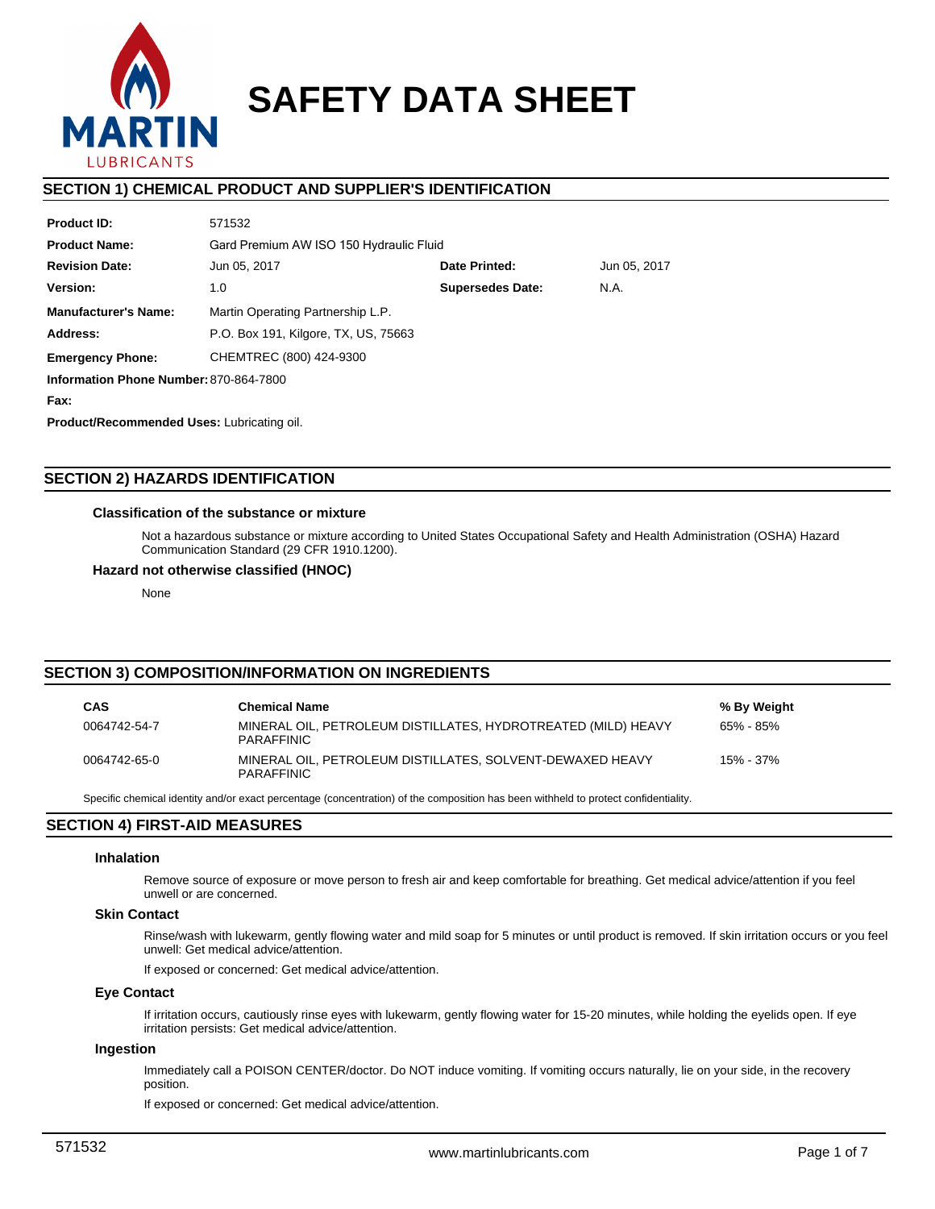# SAFETY DATA SHEET

## SECTION 1) CHEMICAL PRODUCT AND SUPPLIER'S IDENTIFICATION

| | | | |
|---|---|---|---|
| **Product ID:** | 571532 | | |
| **Product Name:** | Gard Premium AW ISO 150 Hydraulic Fluid | | |
| **Revision Date:** | Jun 05, 2017 | **Date Printed:** | Jun 05, 2017 |
| **Version:** | 1.0 | **Supersedes Date:** | N.A. |
| **Manufacturer's Name:** | Martin Operating Partnership L.P. | | |
| **Address:** | P.O. Box 191, Kilgore, TX, US, 75663 | | |
| **Emergency Phone:** | CHEMTREC (800) 424-9300 | | |
| **Information Phone Number:** | 870-864-7800 | | |
| **Fax:** | | | |

**Product/Recommended Uses:** Lubricating oil.

## SECTION 2) HAZARDS IDENTIFICATION

### Classification of the substance or mixture

Not a hazardous substance or mixture according to United States Occupational Safety and Health Administration (OSHA) Hazard Communication Standard (29 CFR 1910.1200).

### Hazard not otherwise classified (HNOC)

None

## SECTION 3) COMPOSITION/INFORMATION ON INGREDIENTS

| CAS | Chemical Name | % By Weight |
|---|---|---|
| 0064742-54-7 | MINERAL OIL, PETROLEUM DISTILLATES, HYDROTREATED (MILD) HEAVY PARAFFINIC | 65% - 85% |
| 0064742-65-0 | MINERAL OIL, PETROLEUM DISTILLATES, SOLVENT-DEWAXED HEAVY PARAFFINIC | 15% - 37% |

Specific chemical identity and/or exact percentage (concentration) of the composition has been withheld to protect confidentiality.

## SECTION 4) FIRST-AID MEASURES

### Inhalation

Remove source of exposure or move person to fresh air and keep comfortable for breathing. Get medical advice/attention if you feel unwell or are concerned.

### Skin Contact

Rinse/wash with lukewarm, gently flowing water and mild soap for 5 minutes or until product is removed. If skin irritation occurs or you feel unwell: Get medical advice/attention.

If exposed or concerned: Get medical advice/attention.

### Eye Contact

If irritation occurs, cautiously rinse eyes with lukewarm, gently flowing water for 15-20 minutes, while holding the eyelids open. If eye irritation persists: Get medical advice/attention.

### Ingestion

Immediately call a POISON CENTER/doctor. Do NOT induce vomiting. If vomiting occurs naturally, lie on your side, in the recovery position.

If exposed or concerned: Get medical advice/attention.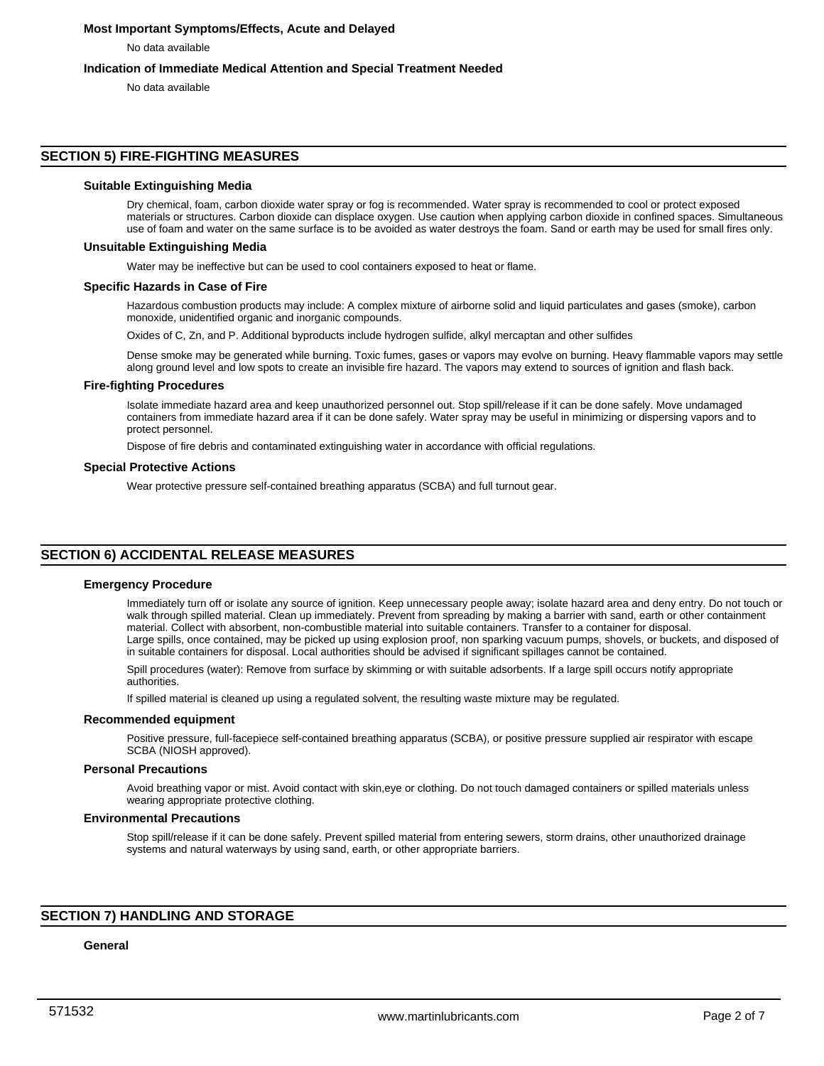### Most Important Symptoms/Effects, Acute and Delayed

No data available

### Indication of Immediate Medical Attention and Special Treatment Needed

No data available

## SECTION 5) FIRE-FIGHTING MEASURES

### Suitable Extinguishing Media

Dry chemical, foam, carbon dioxide water spray or fog is recommended. Water spray is recommended to cool or protect exposed materials or structures. Carbon dioxide can displace oxygen. Use caution when applying carbon dioxide in confined spaces. Simultaneous use of foam and water on the same surface is to be avoided as water destroys the foam. Sand or earth may be used for small fires only.

### Unsuitable Extinguishing Media

Water may be ineffective but can be used to cool containers exposed to heat or flame.

### Specific Hazards in Case of Fire

Hazardous combustion products may include: A complex mixture of airborne solid and liquid particulates and gases (smoke), carbon monoxide, unidentified organic and inorganic compounds.

Oxides of C, Zn, and P. Additional byproducts include hydrogen sulfide, alkyl mercaptan and other sulfides

Dense smoke may be generated while burning. Toxic fumes, gases or vapors may evolve on burning. Heavy flammable vapors may settle along ground level and low spots to create an invisible fire hazard. The vapors may extend to sources of ignition and flash back.

### Fire-fighting Procedures

Isolate immediate hazard area and keep unauthorized personnel out. Stop spill/release if it can be done safely. Move undamaged containers from immediate hazard area if it can be done safely. Water spray may be useful in minimizing or dispersing vapors and to protect personnel.

Dispose of fire debris and contaminated extinguishing water in accordance with official regulations.

### Special Protective Actions

Wear protective pressure self-contained breathing apparatus (SCBA) and full turnout gear.

## SECTION 6) ACCIDENTAL RELEASE MEASURES

### Emergency Procedure

Immediately turn off or isolate any source of ignition. Keep unnecessary people away; isolate hazard area and deny entry. Do not touch or walk through spilled material. Clean up immediately. Prevent from spreading by making a barrier with sand, earth or other containment material. Collect with absorbent, non-combustible material into suitable containers. Transfer to a container for disposal.
Large spills, once contained, may be picked up using explosion proof, non sparking vacuum pumps, shovels, or buckets, and disposed of in suitable containers for disposal. Local authorities should be advised if significant spillages cannot be contained.

Spill procedures (water): Remove from surface by skimming or with suitable adsorbents. If a large spill occurs notify appropriate authorities.

If spilled material is cleaned up using a regulated solvent, the resulting waste mixture may be regulated.

### Recommended equipment

Positive pressure, full-facepiece self-contained breathing apparatus (SCBA), or positive pressure supplied air respirator with escape SCBA (NIOSH approved).

### Personal Precautions

Avoid breathing vapor or mist. Avoid contact with skin,eye or clothing. Do not touch damaged containers or spilled materials unless wearing appropriate protective clothing.

### Environmental Precautions

Stop spill/release if it can be done safely. Prevent spilled material from entering sewers, storm drains, other unauthorized drainage systems and natural waterways by using sand, earth, or other appropriate barriers.

## SECTION 7) HANDLING AND STORAGE

### General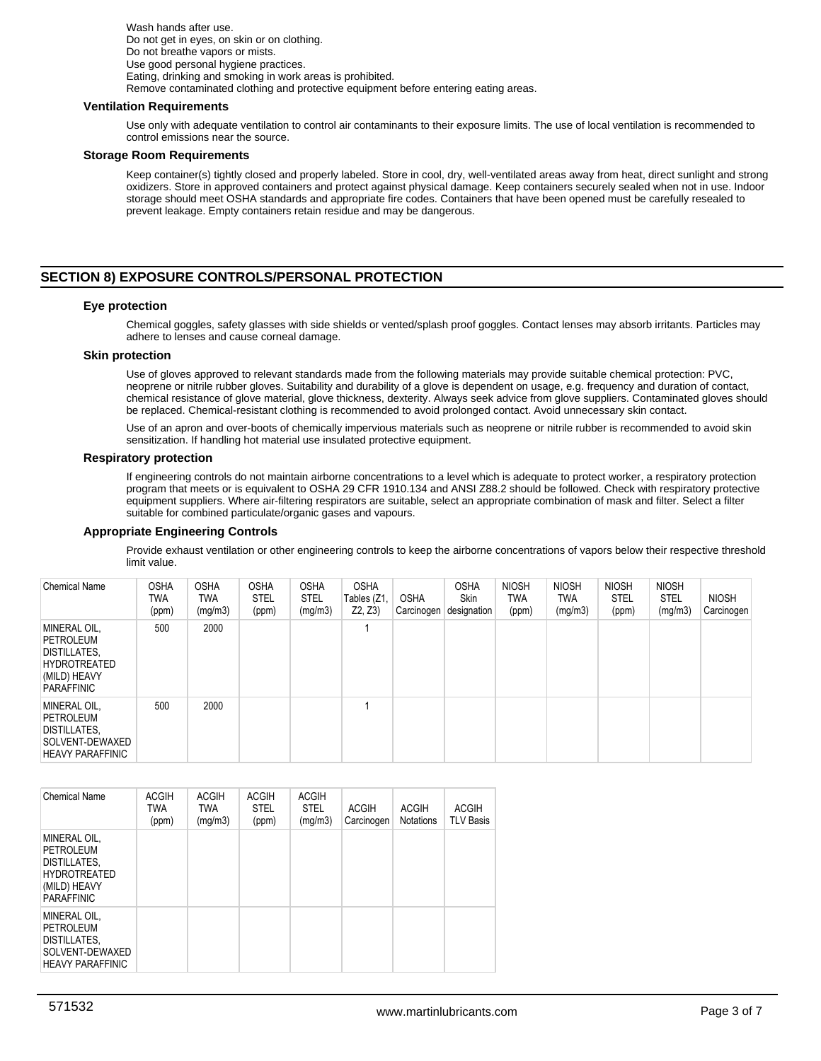Wash hands after use.
Do not get in eyes, on skin or on clothing.
Do not breathe vapors or mists.
Use good personal hygiene practices.
Eating, drinking and smoking in work areas is prohibited.
Remove contaminated clothing and protective equipment before entering eating areas.

### Ventilation Requirements

Use only with adequate ventilation to control air contaminants to their exposure limits. The use of local ventilation is recommended to control emissions near the source.

### Storage Room Requirements

Keep container(s) tightly closed and properly labeled. Store in cool, dry, well-ventilated areas away from heat, direct sunlight and strong oxidizers. Store in approved containers and protect against physical damage. Keep containers securely sealed when not in use. Indoor storage should meet OSHA standards and appropriate fire codes. Containers that have been opened must be carefully resealed to prevent leakage. Empty containers retain residue and may be dangerous.

## SECTION 8) EXPOSURE CONTROLS/PERSONAL PROTECTION

### Eye protection

Chemical goggles, safety glasses with side shields or vented/splash proof goggles. Contact lenses may absorb irritants. Particles may adhere to lenses and cause corneal damage.

### Skin protection

Use of gloves approved to relevant standards made from the following materials may provide suitable chemical protection: PVC, neoprene or nitrile rubber gloves. Suitability and durability of a glove is dependent on usage, e.g. frequency and duration of contact, chemical resistance of glove material, glove thickness, dexterity. Always seek advice from glove suppliers. Contaminated gloves should be replaced. Chemical-resistant clothing is recommended to avoid prolonged contact. Avoid unnecessary skin contact.

Use of an apron and over-boots of chemically impervious materials such as neoprene or nitrile rubber is recommended to avoid skin sensitization. If handling hot material use insulated protective equipment.

### Respiratory protection

If engineering controls do not maintain airborne concentrations to a level which is adequate to protect worker, a respiratory protection program that meets or is equivalent to OSHA 29 CFR 1910.134 and ANSI Z88.2 should be followed. Check with respiratory protective equipment suppliers. Where air-filtering respirators are suitable, select an appropriate combination of mask and filter. Select a filter suitable for combined particulate/organic gases and vapours.

### Appropriate Engineering Controls

Provide exhaust ventilation or other engineering controls to keep the airborne concentrations of vapors below their respective threshold limit value.

| Chemical Name | OSHA TWA (ppm) | OSHA TWA (mg/m3) | OSHA STEL (ppm) | OSHA STEL (mg/m3) | OSHA Tables (Z1, Z2, Z3) | OSHA Carcinogen | OSHA Skin designation | NIOSH TWA (ppm) | NIOSH TWA (mg/m3) | NIOSH STEL (ppm) | NIOSH STEL (mg/m3) | NIOSH Carcinogen |
|---|---|---|---|---|---|---|---|---|---|---|---|---|
| MINERAL OIL, PETROLEUM DISTILLATES, HYDROTREATED (MILD) HEAVY PARAFFINIC | 500 | 2000 | | | 1 | | | | | | | |
| MINERAL OIL, PETROLEUM DISTILLATES, SOLVENT-DEWAXED HEAVY PARAFFINIC | 500 | 2000 | | | 1 | | | | | | | |

| Chemical Name | ACGIH TWA (ppm) | ACGIH TWA (mg/m3) | ACGIH STEL (ppm) | ACGIH STEL (mg/m3) | ACGIH Carcinogen | ACGIH Notations | ACGIH TLV Basis |
|---|---|---|---|---|---|---|---|
| MINERAL OIL, PETROLEUM DISTILLATES, HYDROTREATED (MILD) HEAVY PARAFFINIC | | | | | | | |
| MINERAL OIL, PETROLEUM DISTILLATES, SOLVENT-DEWAXED HEAVY PARAFFINIC | | | | | | | |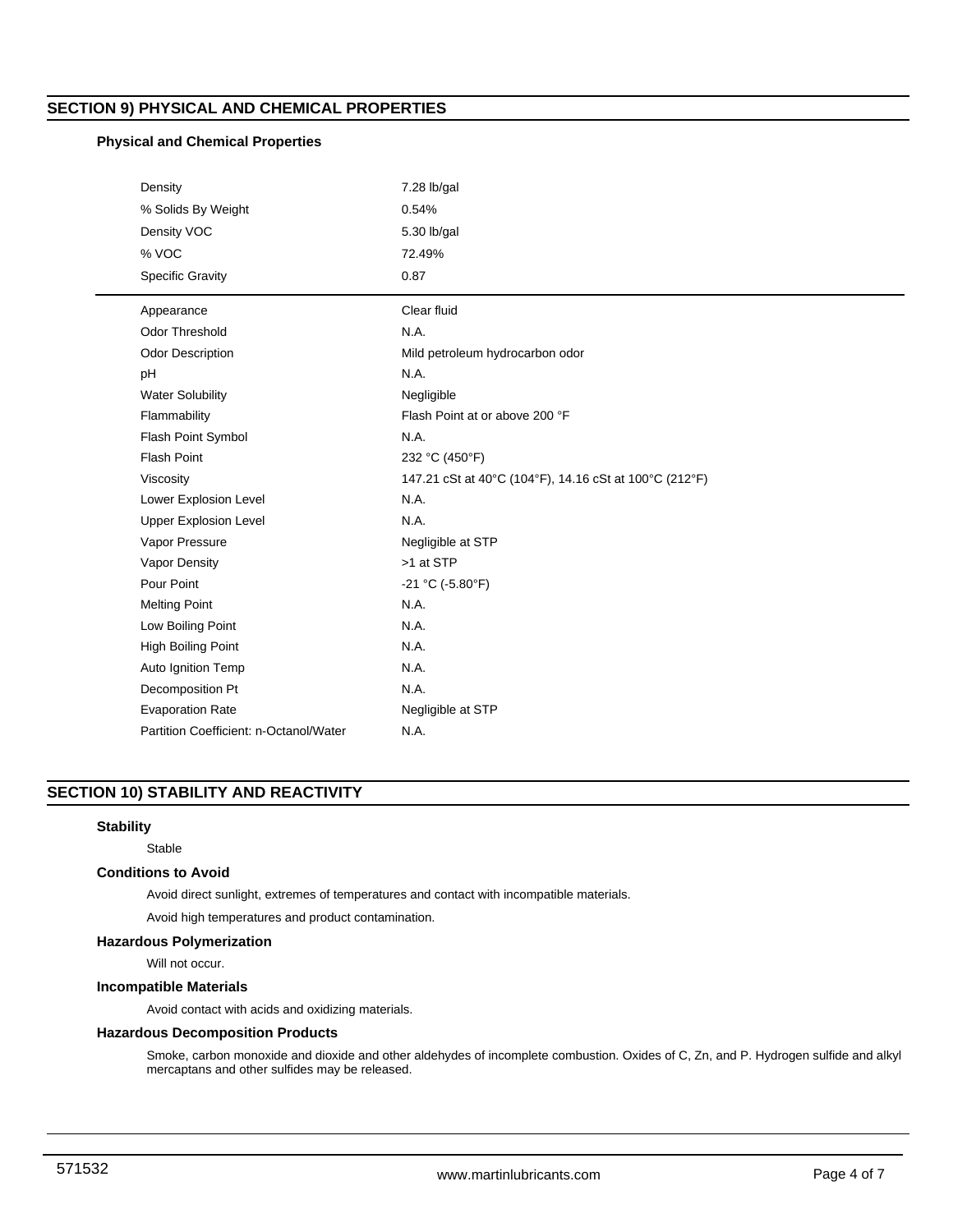## SECTION 9) PHYSICAL AND CHEMICAL PROPERTIES

### Physical and Chemical Properties

| | |
|---|---|
| Density | 7.28 lb/gal |
| % Solids By Weight | 0.54% |
| Density VOC | 5.30 lb/gal |
| % VOC | 72.49% |
| Specific Gravity | 0.87 |

| | |
|---|---|
| Appearance | Clear fluid |
| Odor Threshold | N.A. |
| Odor Description | Mild petroleum hydrocarbon odor |
| pH | N.A. |
| Water Solubility | Negligible |
| Flammability | Flash Point at or above 200 °F |
| Flash Point Symbol | N.A. |
| Flash Point | 232 °C (450°F) |
| Viscosity | 147.21 cSt at 40°C (104°F), 14.16 cSt at 100°C (212°F) |
| Lower Explosion Level | N.A. |
| Upper Explosion Level | N.A. |
| Vapor Pressure | Negligible at STP |
| Vapor Density | >1 at STP |
| Pour Point | -21 °C (-5.80°F) |
| Melting Point | N.A. |
| Low Boiling Point | N.A. |
| High Boiling Point | N.A. |
| Auto Ignition Temp | N.A. |
| Decomposition Pt | N.A. |
| Evaporation Rate | Negligible at STP |
| Partition Coefficient: n-Octanol/Water | N.A. |

## SECTION 10) STABILITY AND REACTIVITY

### Stability

Stable

### Conditions to Avoid

Avoid direct sunlight, extremes of temperatures and contact with incompatible materials.

Avoid high temperatures and product contamination.

### Hazardous Polymerization

Will not occur.

### Incompatible Materials

Avoid contact with acids and oxidizing materials.

### Hazardous Decomposition Products

Smoke, carbon monoxide and dioxide and other aldehydes of incomplete combustion. Oxides of C, Zn, and P. Hydrogen sulfide and alkyl mercaptans and other sulfides may be released.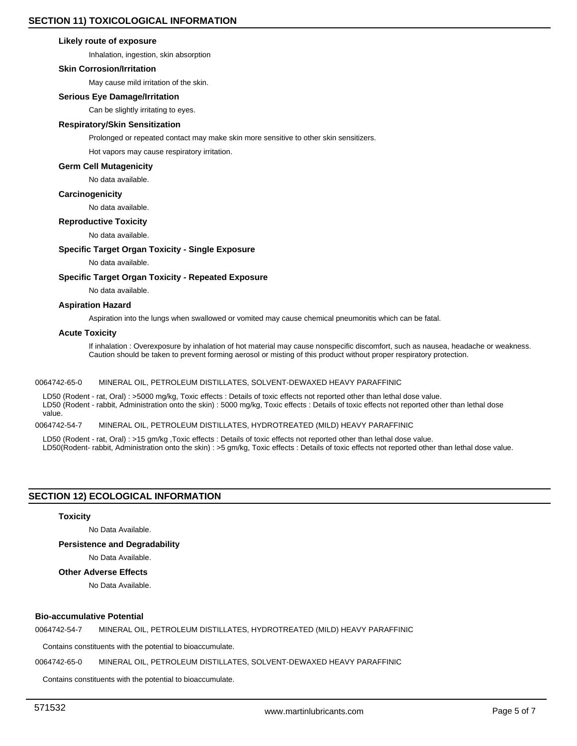## SECTION 11) TOXICOLOGICAL INFORMATION

**Likely route of exposure**

Inhalation, ingestion, skin absorption

**Skin Corrosion/Irritation**

May cause mild irritation of the skin.

**Serious Eye Damage/Irritation**

Can be slightly irritating to eyes.

**Respiratory/Skin Sensitization**

Prolonged or repeated contact may make skin more sensitive to other skin sensitizers.

Hot vapors may cause respiratory irritation.

**Germ Cell Mutagenicity**

No data available.

**Carcinogenicity**

No data available.

**Reproductive Toxicity**

No data available.

**Specific Target Organ Toxicity - Single Exposure**

No data available.

**Specific Target Organ Toxicity - Repeated Exposure**

No data available.

**Aspiration Hazard**

Aspiration into the lungs when swallowed or vomited may cause chemical pneumonitis which can be fatal.

**Acute Toxicity**

If inhalation : Overexposure by inhalation of hot material may cause nonspecific discomfort, such as nausea, headache or weakness. Caution should be taken to prevent forming aerosol or misting of this product without proper respiratory protection.

0064742-65-0 MINERAL OIL, PETROLEUM DISTILLATES, SOLVENT-DEWAXED HEAVY PARAFFINIC

LD50 (Rodent - rat, Oral) : >5000 mg/kg, Toxic effects : Details of toxic effects not reported other than lethal dose value.
LD50 (Rodent - rabbit, Administration onto the skin) : 5000 mg/kg, Toxic effects : Details of toxic effects not reported other than lethal dose value.

0064742-54-7 MINERAL OIL, PETROLEUM DISTILLATES, HYDROTREATED (MILD) HEAVY PARAFFINIC

LD50 (Rodent - rat, Oral) : >15 gm/kg ,Toxic effects : Details of toxic effects not reported other than lethal dose value.
LD50(Rodent- rabbit, Administration onto the skin) : >5 gm/kg, Toxic effects : Details of toxic effects not reported other than lethal dose value.

## SECTION 12) ECOLOGICAL INFORMATION

**Toxicity**

No Data Available.

**Persistence and Degradability**

No Data Available.

**Other Adverse Effects**

No Data Available.

**Bio-accumulative Potential**

0064742-54-7 MINERAL OIL, PETROLEUM DISTILLATES, HYDROTREATED (MILD) HEAVY PARAFFINIC

Contains constituents with the potential to bioaccumulate.

0064742-65-0 MINERAL OIL, PETROLEUM DISTILLATES, SOLVENT-DEWAXED HEAVY PARAFFINIC

Contains constituents with the potential to bioaccumulate.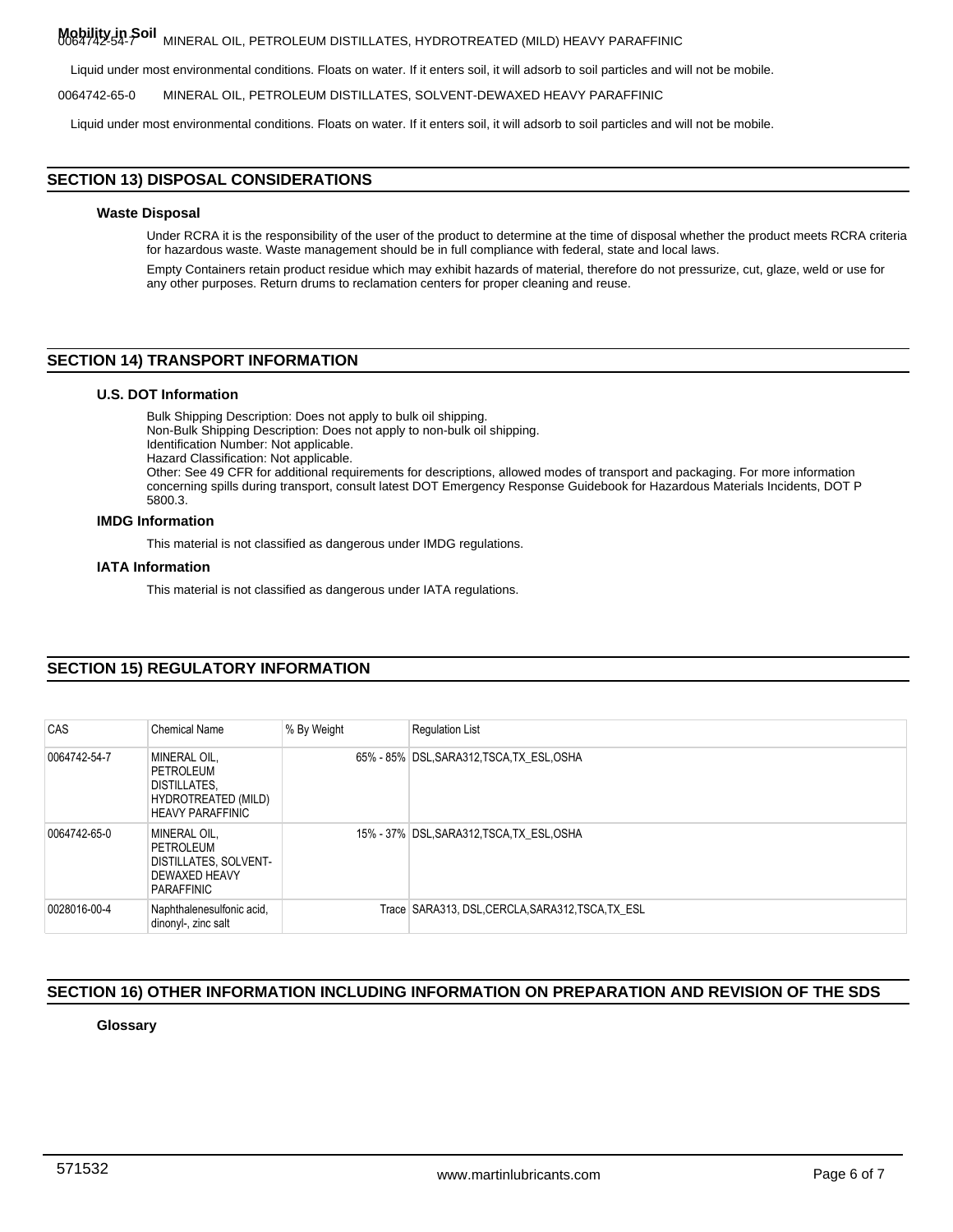**Mobility in Soil**

0064742-54-7 MINERAL OIL, PETROLEUM DISTILLATES, HYDROTREATED (MILD) HEAVY PARAFFINIC

Liquid under most environmental conditions. Floats on water. If it enters soil, it will adsorb to soil particles and will not be mobile.

0064742-65-0 MINERAL OIL, PETROLEUM DISTILLATES, SOLVENT-DEWAXED HEAVY PARAFFINIC

Liquid under most environmental conditions. Floats on water. If it enters soil, it will adsorb to soil particles and will not be mobile.

## SECTION 13) DISPOSAL CONSIDERATIONS

### Waste Disposal

Under RCRA it is the responsibility of the user of the product to determine at the time of disposal whether the product meets RCRA criteria for hazardous waste. Waste management should be in full compliance with federal, state and local laws.

Empty Containers retain product residue which may exhibit hazards of material, therefore do not pressurize, cut, glaze, weld or use for any other purposes. Return drums to reclamation centers for proper cleaning and reuse.

## SECTION 14) TRANSPORT INFORMATION

### U.S. DOT Information

Bulk Shipping Description: Does not apply to bulk oil shipping.
Non-Bulk Shipping Description: Does not apply to non-bulk oil shipping.
Identification Number: Not applicable.
Hazard Classification: Not applicable.
Other: See 49 CFR for additional requirements for descriptions, allowed modes of transport and packaging. For more information concerning spills during transport, consult latest DOT Emergency Response Guidebook for Hazardous Materials Incidents, DOT P 5800.3.

### IMDG Information

This material is not classified as dangerous under IMDG regulations.

### IATA Information

This material is not classified as dangerous under IATA regulations.

## SECTION 15) REGULATORY INFORMATION

| CAS | Chemical Name | % By Weight | Regulation List |
|---|---|---|---|
| 0064742-54-7 | MINERAL OIL, PETROLEUM DISTILLATES, HYDROTREATED (MILD) HEAVY PARAFFINIC | 65% - 85% | DSL,SARA312,TSCA,TX_ESL,OSHA |
| 0064742-65-0 | MINERAL OIL, PETROLEUM DISTILLATES, SOLVENT-DEWAXED HEAVY PARAFFINIC | 15% - 37% | DSL,SARA312,TSCA,TX_ESL,OSHA |
| 0028016-00-4 | Naphthalenesulfonic acid, dinonyl-, zinc salt | Trace | SARA313, DSL,CERCLA,SARA312,TSCA,TX_ESL |

## SECTION 16) OTHER INFORMATION INCLUDING INFORMATION ON PREPARATION AND REVISION OF THE SDS

### Glossary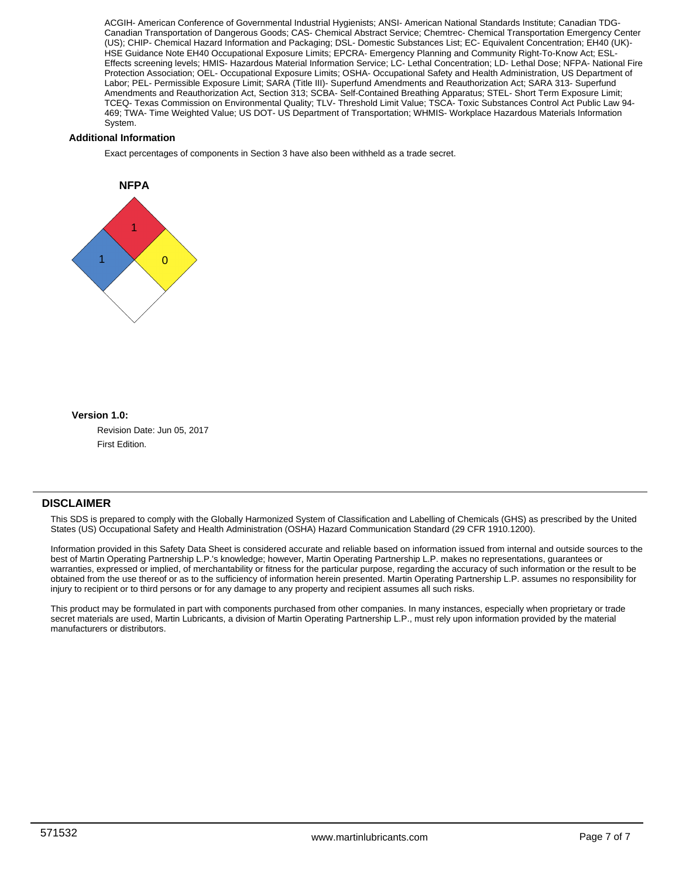ACGIH- American Conference of Governmental Industrial Hygienists; ANSI- American National Standards Institute; Canadian TDG- Canadian Transportation of Dangerous Goods; CAS- Chemical Abstract Service; Chemtrec- Chemical Transportation Emergency Center (US); CHIP- Chemical Hazard Information and Packaging; DSL- Domestic Substances List; EC- Equivalent Concentration; EH40 (UK)- HSE Guidance Note EH40 Occupational Exposure Limits; EPCRA- Emergency Planning and Community Right-To-Know Act; ESL- Effects screening levels; HMIS- Hazardous Material Information Service; LC- Lethal Concentration; LD- Lethal Dose; NFPA- National Fire Protection Association; OEL- Occupational Exposure Limits; OSHA- Occupational Safety and Health Administration, US Department of Labor; PEL- Permissible Exposure Limit; SARA (Title III)- Superfund Amendments and Reauthorization Act; SARA 313- Superfund Amendments and Reauthorization Act, Section 313; SCBA- Self-Contained Breathing Apparatus; STEL- Short Term Exposure Limit; TCEQ- Texas Commission on Environmental Quality; TLV- Threshold Limit Value; TSCA- Toxic Substances Control Act Public Law 94-469; TWA- Time Weighted Value; US DOT- US Department of Transportation; WHMIS- Workplace Hazardous Materials Information System.

### Additional Information

Exact percentages of components in Section 3 have also been withheld as a trade secret.

**NFPA**

1

1

0

**Version 1.0:**

Revision Date: Jun 05, 2017

First Edition.

## DISCLAIMER

This SDS is prepared to comply with the Globally Harmonized System of Classification and Labelling of Chemicals (GHS) as prescribed by the United States (US) Occupational Safety and Health Administration (OSHA) Hazard Communication Standard (29 CFR 1910.1200).

Information provided in this Safety Data Sheet is considered accurate and reliable based on information issued from internal and outside sources to the best of Martin Operating Partnership L.P.'s knowledge; however, Martin Operating Partnership L.P. makes no representations, guarantees or warranties, expressed or implied, of merchantability or fitness for the particular purpose, regarding the accuracy of such information or the result to be obtained from the use thereof or as to the sufficiency of information herein presented. Martin Operating Partnership L.P. assumes no responsibility for injury to recipient or to third persons or for any damage to any property and recipient assumes all such risks.

This product may be formulated in part with components purchased from other companies. In many instances, especially when proprietary or trade secret materials are used, Martin Lubricants, a division of Martin Operating Partnership L.P., must rely upon information provided by the material manufacturers or distributors.

571532 www.martinlubricants.com